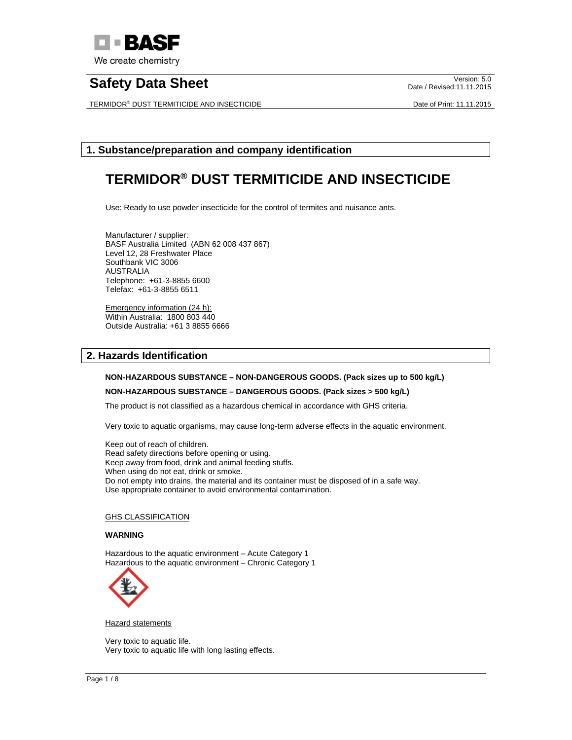# Safety Data Sheet

Version: 5.0
Date / Revised: 11.11.2015

TERMIDOR® DUST TERMITICIDE AND INSECTICIDE

Date of Print: 11.11.2015

## 1. Substance/preparation and company identification

# TERMIDOR® DUST TERMITICIDE AND INSECTICIDE

Use: Ready to use powder insecticide for the control of termites and nuisance ants.

Manufacturer / supplier:
BASF Australia Limited (ABN 62 008 437 867)
Level 12, 28 Freshwater Place
Southbank VIC 3006
AUSTRALIA
Telephone: +61-3-8855 6600
Telefax: +61-3-8855 6511

Emergency information (24 h):
Within Australia: 1800 803 440
Outside Australia: +61 3 8855 6666

## 2. Hazards Identification

**NON-HAZARDOUS SUBSTANCE – NON-DANGEROUS GOODS. (Pack sizes up to 500 kg/L)**

**NON-HAZARDOUS SUBSTANCE – DANGEROUS GOODS. (Pack sizes > 500 kg/L)**

The product is not classified as a hazardous chemical in accordance with GHS criteria.

Very toxic to aquatic organisms, may cause long-term adverse effects in the aquatic environment.

Keep out of reach of children.
Read safety directions before opening or using.
Keep away from food, drink and animal feeding stuffs.
When using do not eat, drink or smoke.
Do not empty into drains, the material and its container must be disposed of in a safe way.
Use appropriate container to avoid environmental contamination.

GHS CLASSIFICATION

**WARNING**

Hazardous to the aquatic environment – Acute Category 1
Hazardous to the aquatic environment – Chronic Category 1

Hazard statements

Very toxic to aquatic life.
Very toxic to aquatic life with long lasting effects.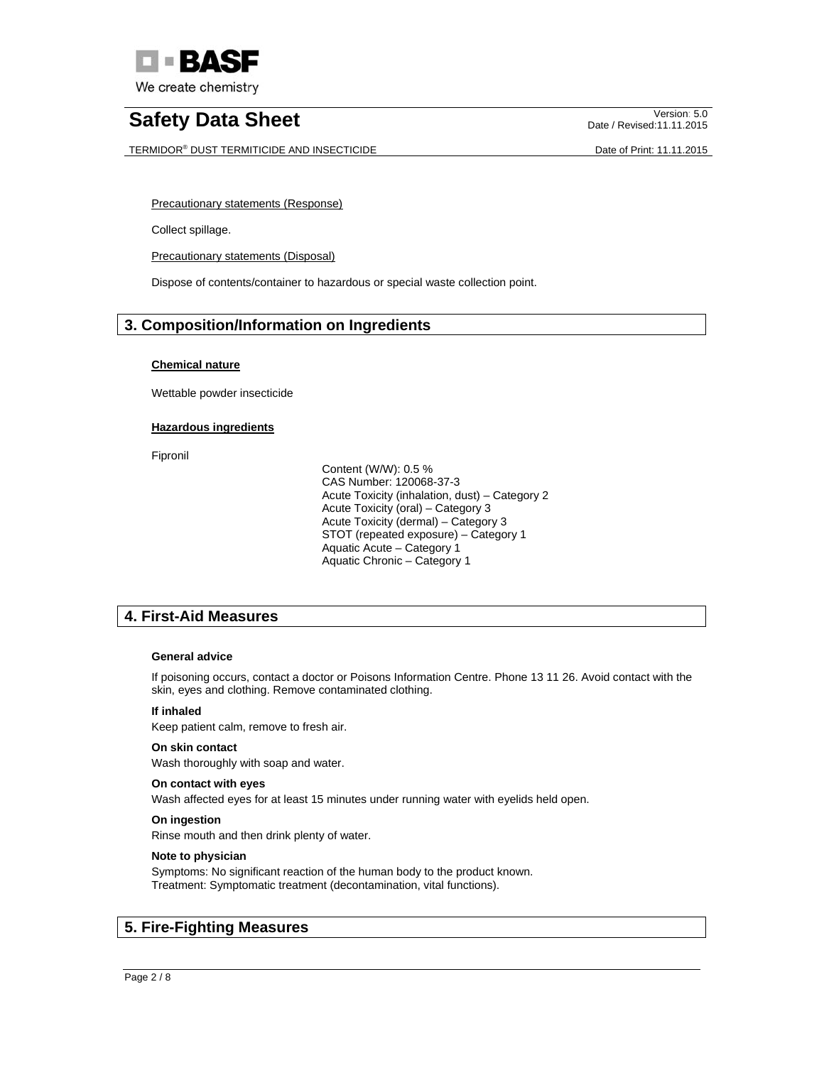Precautionary statements (Response)

Collect spillage.

Precautionary statements (Disposal)

Dispose of contents/container to hazardous or special waste collection point.

## 3. Composition/Information on Ingredients

**Chemical nature**

Wettable powder insecticide

**Hazardous ingredients**

Fipronil

Content (W/W): 0.5 %
CAS Number: 120068-37-3
Acute Toxicity (inhalation, dust) – Category 2
Acute Toxicity (oral) – Category 3
Acute Toxicity (dermal) – Category 3
STOT (repeated exposure) – Category 1
Aquatic Acute – Category 1
Aquatic Chronic – Category 1

## 4. First-Aid Measures

**General advice**

If poisoning occurs, contact a doctor or Poisons Information Centre. Phone 13 11 26. Avoid contact with the skin, eyes and clothing. Remove contaminated clothing.

**If inhaled**
Keep patient calm, remove to fresh air.

**On skin contact**
Wash thoroughly with soap and water.

**On contact with eyes**
Wash affected eyes for at least 15 minutes under running water with eyelids held open.

**On ingestion**
Rinse mouth and then drink plenty of water.

**Note to physician**
Symptoms: No significant reaction of the human body to the product known.
Treatment: Symptomatic treatment (decontamination, vital functions).

## 5. Fire-Fighting Measures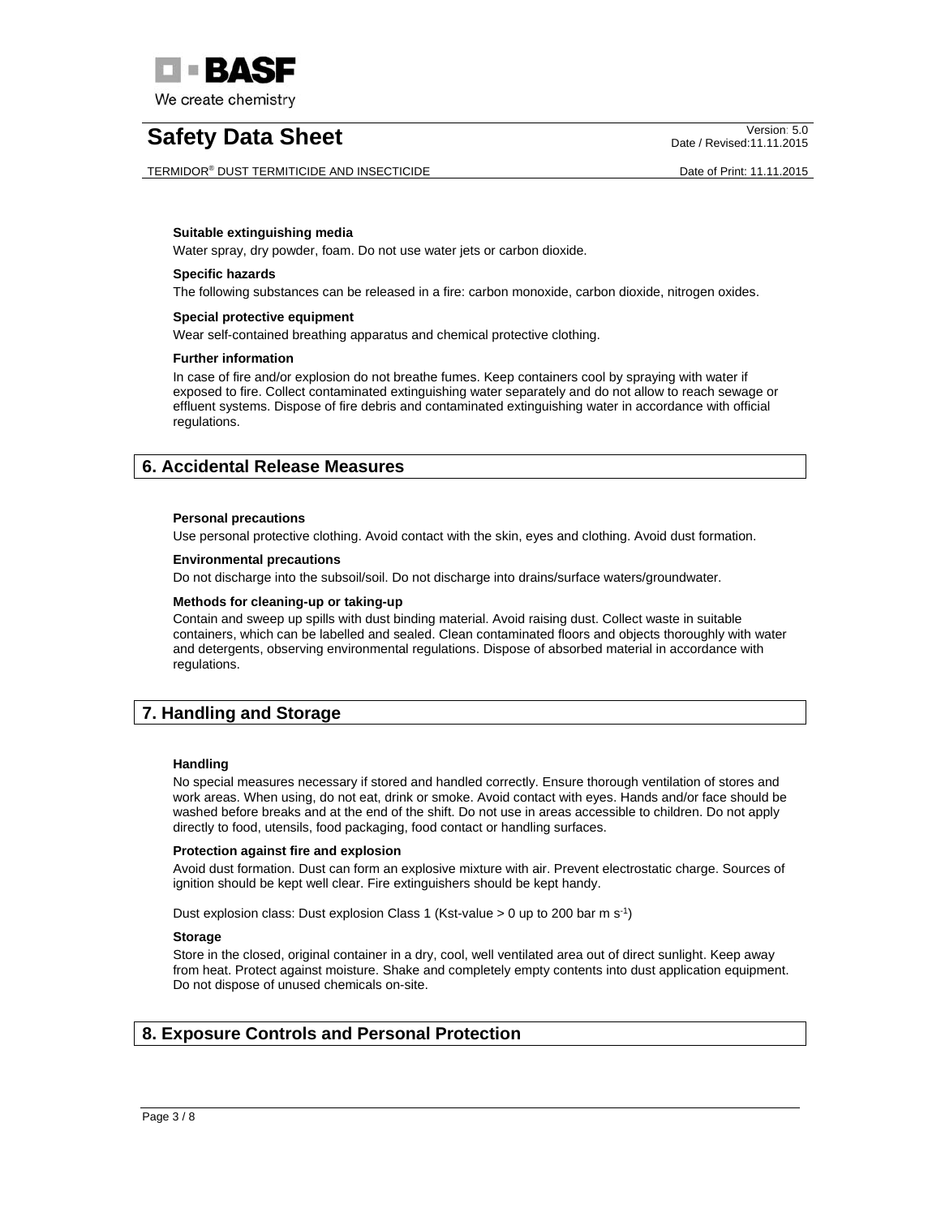**Suitable extinguishing media**

Water spray, dry powder, foam. Do not use water jets or carbon dioxide.

**Specific hazards**

The following substances can be released in a fire: carbon monoxide, carbon dioxide, nitrogen oxides.

**Special protective equipment**

Wear self-contained breathing apparatus and chemical protective clothing.

**Further information**

In case of fire and/or explosion do not breathe fumes. Keep containers cool by spraying with water if exposed to fire. Collect contaminated extinguishing water separately and do not allow to reach sewage or effluent systems. Dispose of fire debris and contaminated extinguishing water in accordance with official regulations.

## 6. Accidental Release Measures

**Personal precautions**

Use personal protective clothing. Avoid contact with the skin, eyes and clothing. Avoid dust formation.

**Environmental precautions**

Do not discharge into the subsoil/soil. Do not discharge into drains/surface waters/groundwater.

**Methods for cleaning-up or taking-up**

Contain and sweep up spills with dust binding material. Avoid raising dust. Collect waste in suitable containers, which can be labelled and sealed. Clean contaminated floors and objects thoroughly with water and detergents, observing environmental regulations. Dispose of absorbed material in accordance with regulations.

## 7. Handling and Storage

**Handling**

No special measures necessary if stored and handled correctly. Ensure thorough ventilation of stores and work areas. When using, do not eat, drink or smoke. Avoid contact with eyes. Hands and/or face should be washed before breaks and at the end of the shift. Do not use in areas accessible to children. Do not apply directly to food, utensils, food packaging, food contact or handling surfaces.

**Protection against fire and explosion**

Avoid dust formation. Dust can form an explosive mixture with air. Prevent electrostatic charge. Sources of ignition should be kept well clear. Fire extinguishers should be kept handy.

Dust explosion class: Dust explosion Class 1 (Kst-value > 0 up to 200 bar m $s^{-1}$)

**Storage**

Store in the closed, original container in a dry, cool, well ventilated area out of direct sunlight. Keep away from heat. Protect against moisture. Shake and completely empty contents into dust application equipment. Do not dispose of unused chemicals on-site.

## 8. Exposure Controls and Personal Protection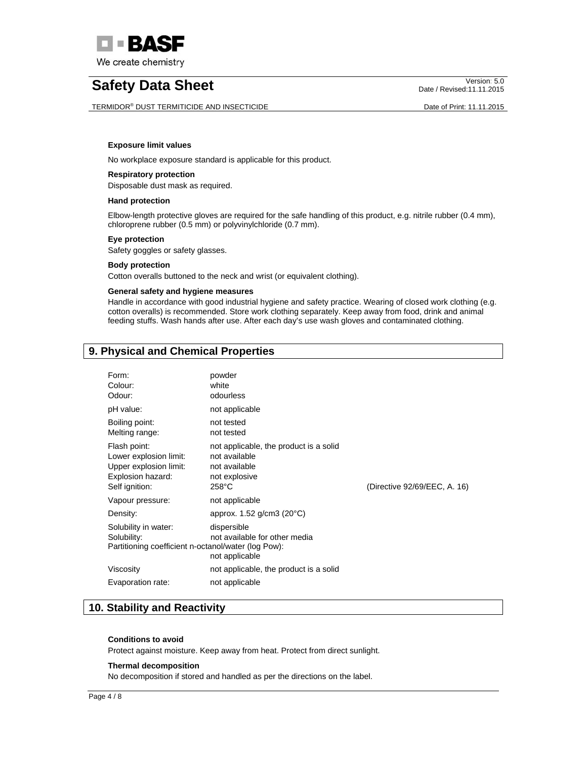**Exposure limit values**

No workplace exposure standard is applicable for this product.

**Respiratory protection**

Disposable dust mask as required.

**Hand protection**

Elbow-length protective gloves are required for the safe handling of this product, e.g. nitrile rubber (0.4 mm), chloroprene rubber (0.5 mm) or polyvinylchloride (0.7 mm).

**Eye protection**

Safety goggles or safety glasses.

**Body protection**

Cotton overalls buttoned to the neck and wrist (or equivalent clothing).

**General safety and hygiene measures**

Handle in accordance with good industrial hygiene and safety practice. Wearing of closed work clothing (e.g. cotton overalls) is recommended. Store work clothing separately. Keep away from food, drink and animal feeding stuffs. Wash hands after use. After each day's use wash gloves and contaminated clothing.

## 9. Physical and Chemical Properties

| | | |
|---|---|---|
| Form: | powder | |
| Colour: | white | |
| Odour: | odourless | |
| pH value: | not applicable | |
| Boiling point: | not tested | |
| Melting range: | not tested | |
| Flash point: | not applicable, the product is a solid | |
| Lower explosion limit: | not available | |
| Upper explosion limit: | not available | |
| Explosion hazard: | not explosive | |
| Self ignition: | 258°C | (Directive 92/69/EEC, A. 16) |
| Vapour pressure: | not applicable | |
| Density: | approx. 1.52 g/cm3 (20°C) | |
| Solubility in water: | dispersible | |
| Solubility: | not available for other media | |
| Partitioning coefficient n-octanol/water (log Pow): | not applicable | |
| Viscosity | not applicable, the product is a solid | |
| Evaporation rate: | not applicable | |

## 10. Stability and Reactivity

**Conditions to avoid**

Protect against moisture. Keep away from heat. Protect from direct sunlight.

**Thermal decomposition**

No decomposition if stored and handled as per the directions on the label.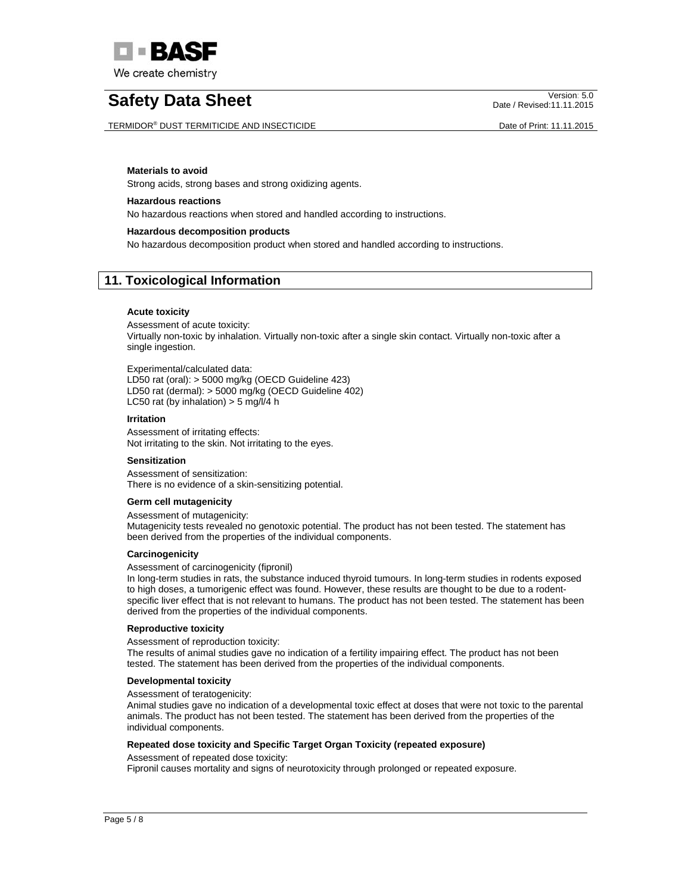**Materials to avoid**

Strong acids, strong bases and strong oxidizing agents.

**Hazardous reactions**

No hazardous reactions when stored and handled according to instructions.

**Hazardous decomposition products**

No hazardous decomposition product when stored and handled according to instructions.

## 11. Toxicological Information

**Acute toxicity**

Assessment of acute toxicity:
Virtually non-toxic by inhalation. Virtually non-toxic after a single skin contact. Virtually non-toxic after a single ingestion.

Experimental/calculated data:
LD50 rat (oral): > 5000 mg/kg (OECD Guideline 423)
LD50 rat (dermal): > 5000 mg/kg (OECD Guideline 402)
LC50 rat (by inhalation) > 5 mg/l/4 h

**Irritation**

Assessment of irritating effects:
Not irritating to the skin. Not irritating to the eyes.

**Sensitization**

Assessment of sensitization:
There is no evidence of a skin-sensitizing potential.

**Germ cell mutagenicity**

Assessment of mutagenicity:
Mutagenicity tests revealed no genotoxic potential. The product has not been tested. The statement has been derived from the properties of the individual components.

**Carcinogenicity**

Assessment of carcinogenicity (fipronil)
In long-term studies in rats, the substance induced thyroid tumours. In long-term studies in rodents exposed to high doses, a tumorigenic effect was found. However, these results are thought to be due to a rodent-specific liver effect that is not relevant to humans. The product has not been tested. The statement has been derived from the properties of the individual components.

**Reproductive toxicity**

Assessment of reproduction toxicity:
The results of animal studies gave no indication of a fertility impairing effect. The product has not been tested. The statement has been derived from the properties of the individual components.

**Developmental toxicity**

Assessment of teratogenicity:
Animal studies gave no indication of a developmental toxic effect at doses that were not toxic to the parental animals. The product has not been tested. The statement has been derived from the properties of the individual components.

**Repeated dose toxicity and Specific Target Organ Toxicity (repeated exposure)**

Assessment of repeated dose toxicity:
Fipronil causes mortality and signs of neurotoxicity through prolonged or repeated exposure.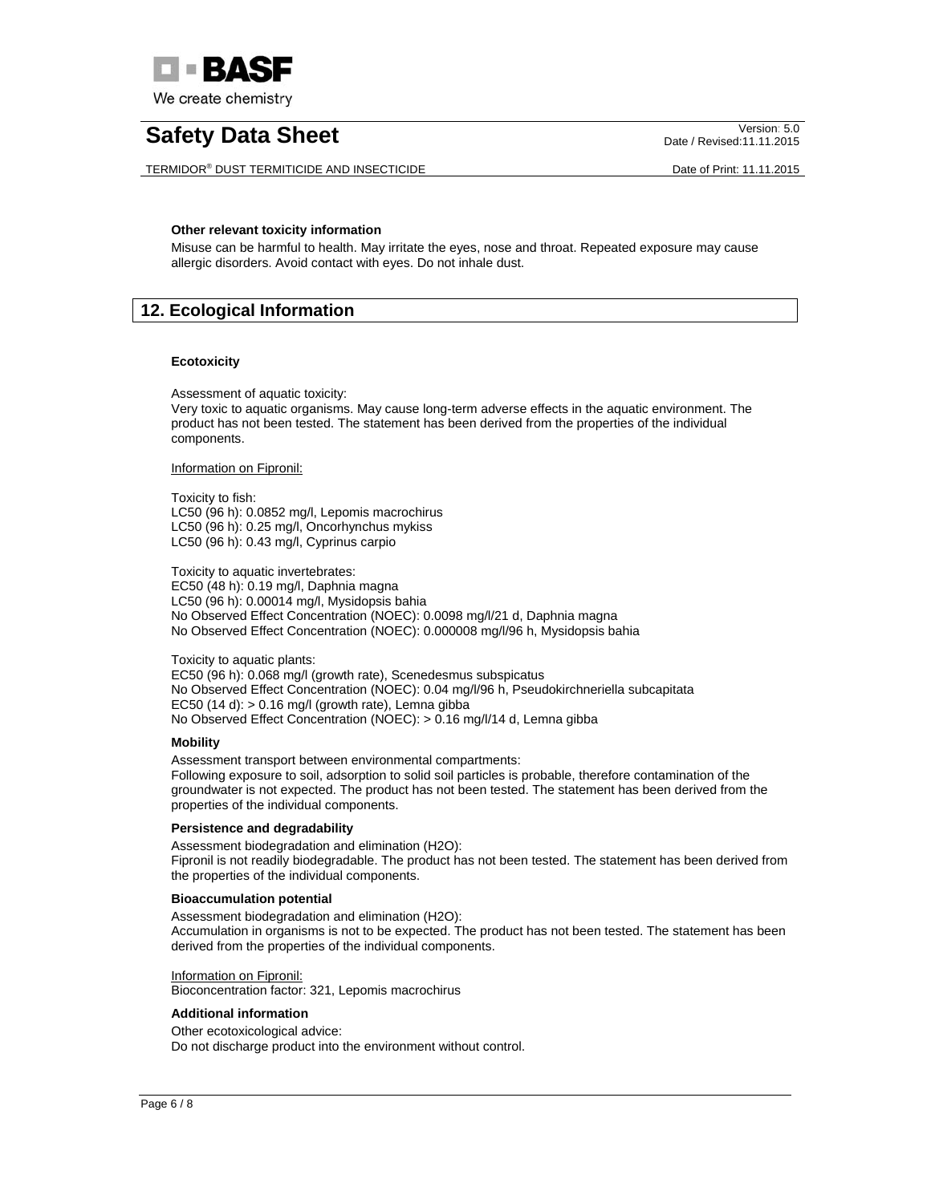#### Other relevant toxicity information

Misuse can be harmful to health. May irritate the eyes, nose and throat. Repeated exposure may cause allergic disorders. Avoid contact with eyes. Do not inhale dust.

## 12. Ecological Information

#### Ecotoxicity

Assessment of aquatic toxicity:
Very toxic to aquatic organisms. May cause long-term adverse effects in the aquatic environment. The product has not been tested. The statement has been derived from the properties of the individual components.

Information on Fipronil:

Toxicity to fish:
LC50 (96 h): 0.0852 mg/l, Lepomis macrochirus
LC50 (96 h): 0.25 mg/l, Oncorhynchus mykiss
LC50 (96 h): 0.43 mg/l, Cyprinus carpio

Toxicity to aquatic invertebrates:
EC50 (48 h): 0.19 mg/l, Daphnia magna
LC50 (96 h): 0.00014 mg/l, Mysidopsis bahia
No Observed Effect Concentration (NOEC): 0.0098 mg/l/21 d, Daphnia magna
No Observed Effect Concentration (NOEC): 0.000008 mg/l/96 h, Mysidopsis bahia

Toxicity to aquatic plants:
EC50 (96 h): 0.068 mg/l (growth rate), Scenedesmus subspicatus
No Observed Effect Concentration (NOEC): 0.04 mg/l/96 h, Pseudokirchneriella subcapitata
EC50 (14 d): > 0.16 mg/l (growth rate), Lemna gibba
No Observed Effect Concentration (NOEC): > 0.16 mg/l/14 d, Lemna gibba

#### Mobility

Assessment transport between environmental compartments:
Following exposure to soil, adsorption to solid soil particles is probable, therefore contamination of the groundwater is not expected. The product has not been tested. The statement has been derived from the properties of the individual components.

#### Persistence and degradability

Assessment biodegradation and elimination ($H_2O$):
Fipronil is not readily biodegradable. The product has not been tested. The statement has been derived from the properties of the individual components.

#### Bioaccumulation potential

Assessment biodegradation and elimination ($H_2O$):
Accumulation in organisms is not to be expected. The product has not been tested. The statement has been derived from the properties of the individual components.

Information on Fipronil:
Bioconcentration factor: 321, Lepomis macrochirus

#### Additional information

Other ecotoxicological advice:
Do not discharge product into the environment without control.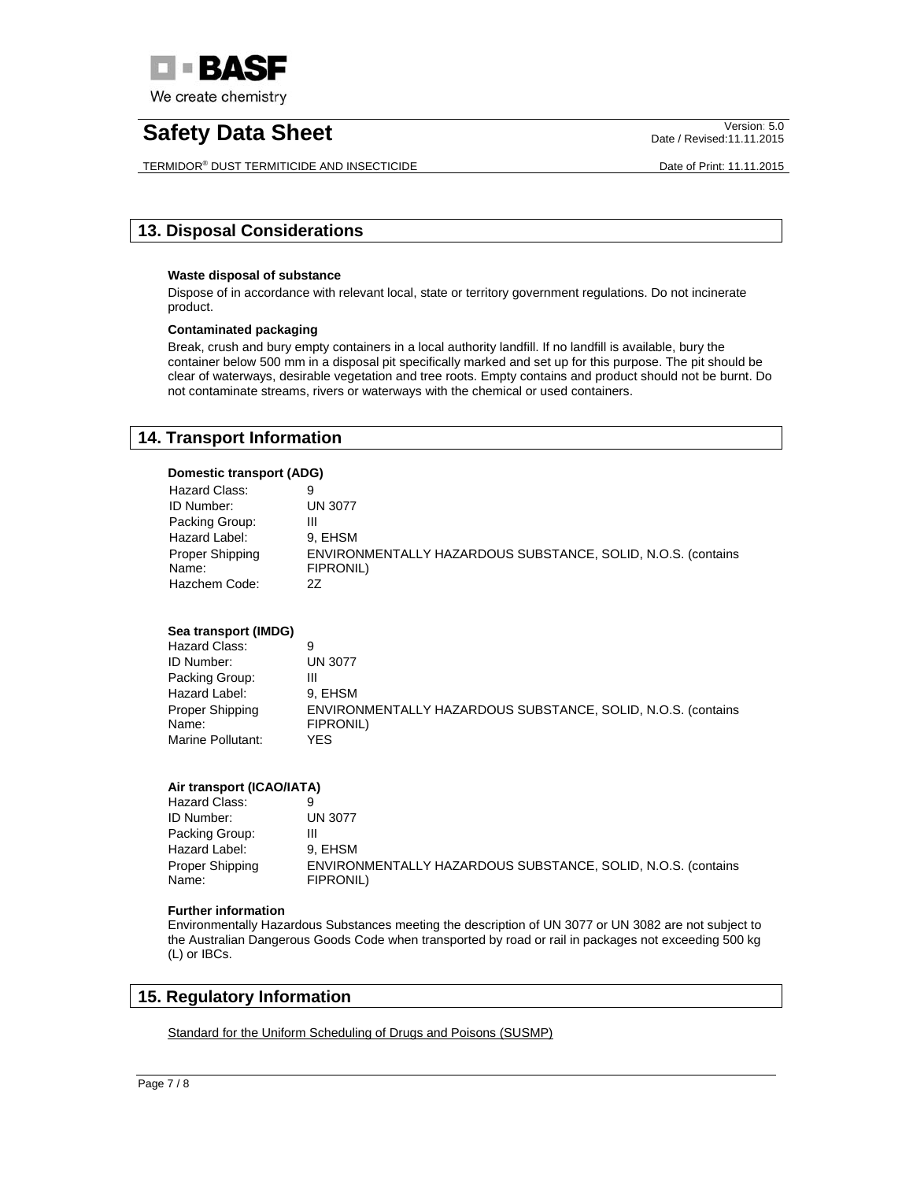## 13. Disposal Considerations

**Waste disposal of substance**

Dispose of in accordance with relevant local, state or territory government regulations. Do not incinerate product.

**Contaminated packaging**

Break, crush and bury empty containers in a local authority landfill. If no landfill is available, bury the container below 500 mm in a disposal pit specifically marked and set up for this purpose. The pit should be clear of waterways, desirable vegetation and tree roots. Empty contains and product should not be burnt. Do not contaminate streams, rivers or waterways with the chemical or used containers.

## 14. Transport Information

**Domestic transport (ADG)**

| | |
|---|---|
| Hazard Class: | 9 |
| ID Number: | UN 3077 |
| Packing Group: | III |
| Hazard Label: | 9, EHSM |
| Proper Shipping Name: | ENVIRONMENTALLY HAZARDOUS SUBSTANCE, SOLID, N.O.S. (contains FIPRONIL) |
| Hazchem Code: | 2Z |

**Sea transport (IMDG)**

| | |
|---|---|
| Hazard Class: | 9 |
| ID Number: | UN 3077 |
| Packing Group: | III |
| Hazard Label: | 9, EHSM |
| Proper Shipping Name: | ENVIRONMENTALLY HAZARDOUS SUBSTANCE, SOLID, N.O.S. (contains FIPRONIL) |
| Marine Pollutant: | YES |

**Air transport (ICAO/IATA)**

| | |
|---|---|
| Hazard Class: | 9 |
| ID Number: | UN 3077 |
| Packing Group: | III |
| Hazard Label: | 9, EHSM |
| Proper Shipping Name: | ENVIRONMENTALLY HAZARDOUS SUBSTANCE, SOLID, N.O.S. (contains FIPRONIL) |

**Further information**

Environmentally Hazardous Substances meeting the description of UN 3077 or UN 3082 are not subject to the Australian Dangerous Goods Code when transported by road or rail in packages not exceeding 500 kg (L) or IBCs.

## 15. Regulatory Information

Standard for the Uniform Scheduling of Drugs and Poisons (SUSMP)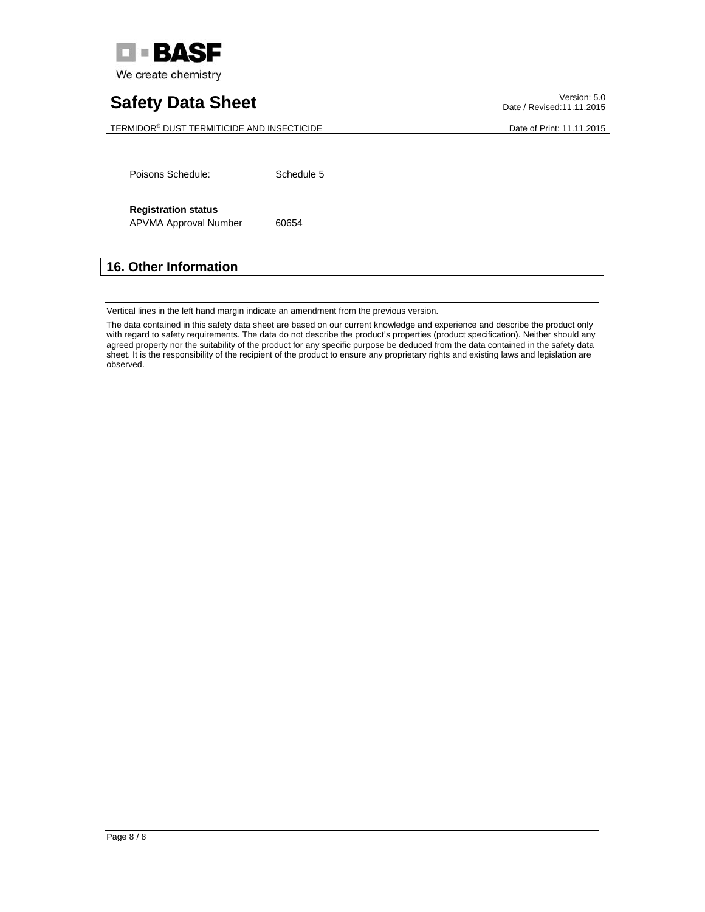Poisons Schedule: Schedule 5

**Registration status**

APVMA Approval Number 60654

## 16. Other Information

Vertical lines in the left hand margin indicate an amendment from the previous version.

The data contained in this safety data sheet are based on our current knowledge and experience and describe the product only with regard to safety requirements. The data do not describe the product's properties (product specification). Neither should any agreed property nor the suitability of the product for any specific purpose be deduced from the data contained in the safety data sheet. It is the responsibility of the recipient of the product to ensure any proprietary rights and existing laws and legislation are observed.